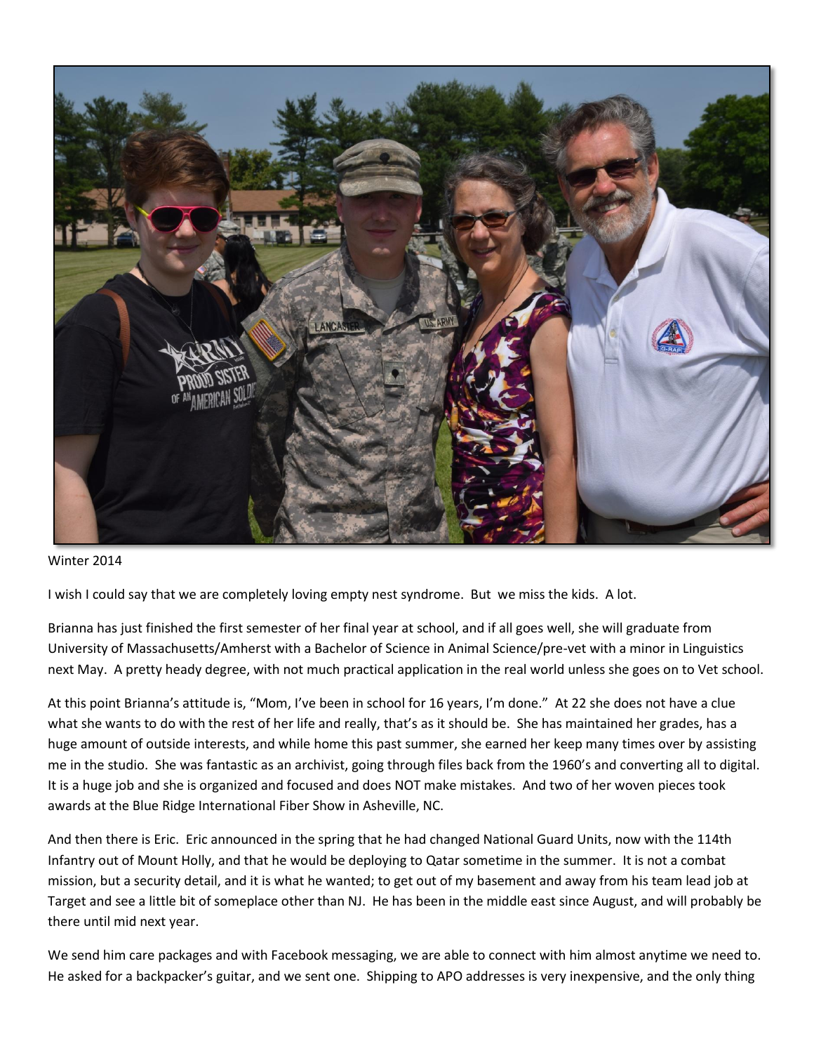Winter 2014

I wish I could say that we are completely loving empty nest syndrome. But we miss the kids. A lot.

Brianna has just finished the first semester of her final year at school, and if all goes well, she will graduate from University of Massachusetts/Amherst with a Bachelor of Science in Animal Science/pre-vet with a minor in Linguistics next May. A pretty heady degree, with not much practical application in the real world unless she goes on to Vet school.

At this point Brianna's attitude is, "Mom, I've been in school for 16 years, I'm done." At 22 she does not have a clue what she wants to do with the rest of her life and really, that's as it should be. She has maintained her grades, has a huge amount of outside interests, and while home this past summer, she earned her keep many times over by assisting me in the studio. She was fantastic as an archivist, going through files back from the 1960's and converting all to digital. It is a huge job and she is organized and focused and does NOT make mistakes. And two of her woven pieces took awards at the Blue Ridge International Fiber Show in Asheville, NC.

And then there is Eric. Eric announced in the spring that he had changed National Guard Units, now with the 114th Infantry out of Mount Holly, and that he would be deploying to Qatar sometime in the summer. It is not a combat mission, but a security detail, and it is what he wanted; to get out of my basement and away from his team lead job at Target and see a little bit of someplace other than NJ. He has been in the middle east since August, and will probably be there until mid next year.

We send him care packages and with Facebook messaging, we are able to connect with him almost anytime we need to. He asked for a backpacker's guitar, and we sent one. Shipping to APO addresses is very inexpensive, and the only thing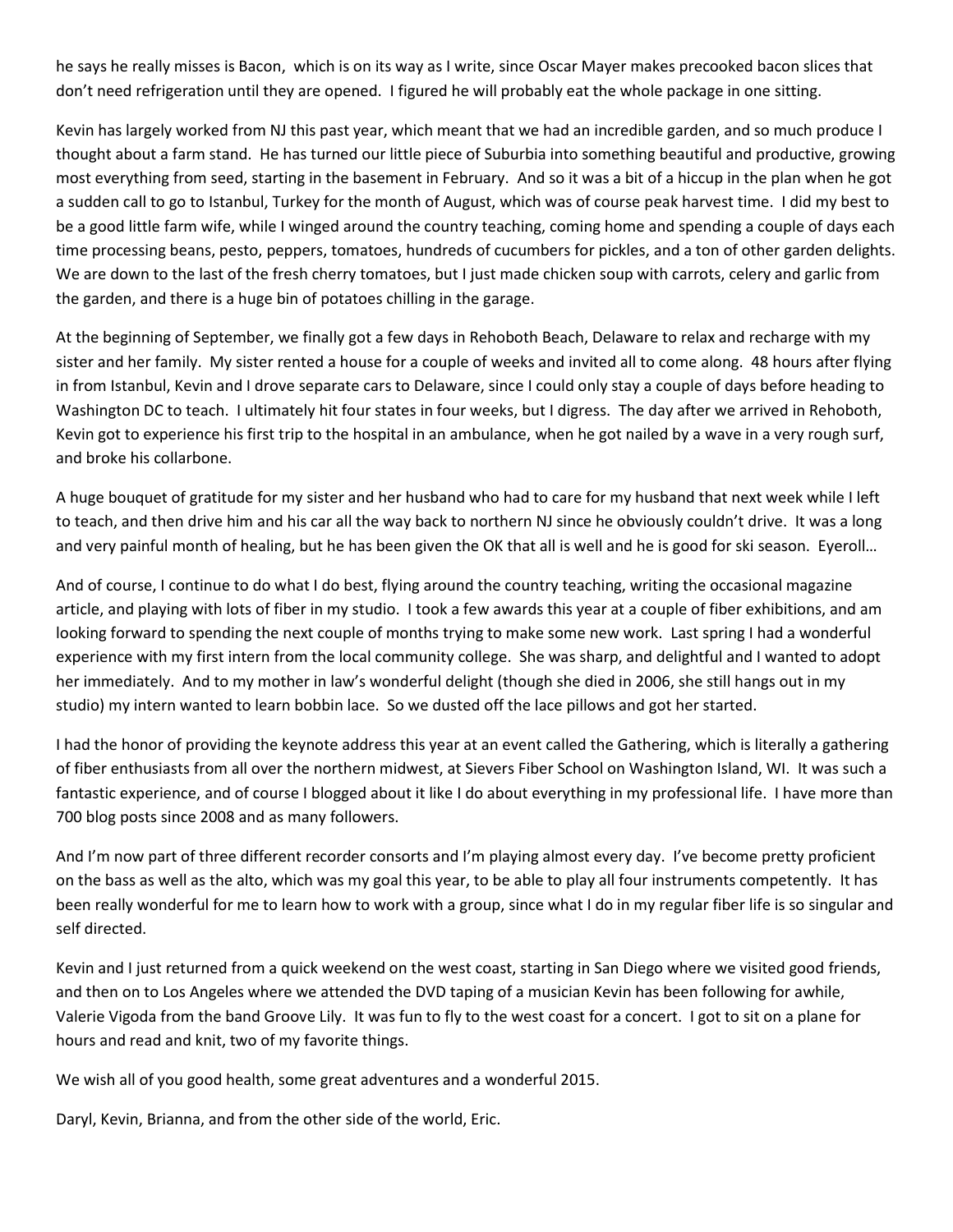he says he really misses is Bacon, which is on its way as I write, since Oscar Mayer makes precooked bacon slices that don't need refrigeration until they are opened. I figured he will probably eat the whole package in one sitting.

Kevin has largely worked from NJ this past year, which meant that we had an incredible garden, and so much produce I thought about a farm stand. He has turned our little piece of Suburbia into something beautiful and productive, growing most everything from seed, starting in the basement in February. And so it was a bit of a hiccup in the plan when he got a sudden call to go to Istanbul, Turkey for the month of August, which was of course peak harvest time. I did my best to be a good little farm wife, while I winged around the country teaching, coming home and spending a couple of days each time processing beans, pesto, peppers, tomatoes, hundreds of cucumbers for pickles, and a ton of other garden delights. We are down to the last of the fresh cherry tomatoes, but I just made chicken soup with carrots, celery and garlic from the garden, and there is a huge bin of potatoes chilling in the garage.

At the beginning of September, we finally got a few days in Rehoboth Beach, Delaware to relax and recharge with my sister and her family. My sister rented a house for a couple of weeks and invited all to come along. 48 hours after flying in from Istanbul, Kevin and I drove separate cars to Delaware, since I could only stay a couple of days before heading to Washington DC to teach. I ultimately hit four states in four weeks, but I digress. The day after we arrived in Rehoboth, Kevin got to experience his first trip to the hospital in an ambulance, when he got nailed by a wave in a very rough surf, and broke his collarbone.

A huge bouquet of gratitude for my sister and her husband who had to care for my husband that next week while I left to teach, and then drive him and his car all the way back to northern NJ since he obviously couldn't drive. It was a long and very painful month of healing, but he has been given the OK that all is well and he is good for ski season. Eyeroll…

And of course, I continue to do what I do best, flying around the country teaching, writing the occasional magazine article, and playing with lots of fiber in my studio. I took a few awards this year at a couple of fiber exhibitions, and am looking forward to spending the next couple of months trying to make some new work. Last spring I had a wonderful experience with my first intern from the local community college. She was sharp, and delightful and I wanted to adopt her immediately. And to my mother in law's wonderful delight (though she died in 2006, she still hangs out in my studio) my intern wanted to learn bobbin lace. So we dusted off the lace pillows and got her started.

I had the honor of providing the keynote address this year at an event called the Gathering, which is literally a gathering of fiber enthusiasts from all over the northern midwest, at Sievers Fiber School on Washington Island, WI. It was such a fantastic experience, and of course I blogged about it like I do about everything in my professional life. I have more than 700 blog posts since 2008 and as many followers.

And I'm now part of three different recorder consorts and I'm playing almost every day. I've become pretty proficient on the bass as well as the alto, which was my goal this year, to be able to play all four instruments competently. It has been really wonderful for me to learn how to work with a group, since what I do in my regular fiber life is so singular and self directed.

Kevin and I just returned from a quick weekend on the west coast, starting in San Diego where we visited good friends, and then on to Los Angeles where we attended the DVD taping of a musician Kevin has been following for awhile, Valerie Vigoda from the band Groove Lily. It was fun to fly to the west coast for a concert. I got to sit on a plane for hours and read and knit, two of my favorite things.

We wish all of you good health, some great adventures and a wonderful 2015.

Daryl, Kevin, Brianna, and from the other side of the world, Eric.